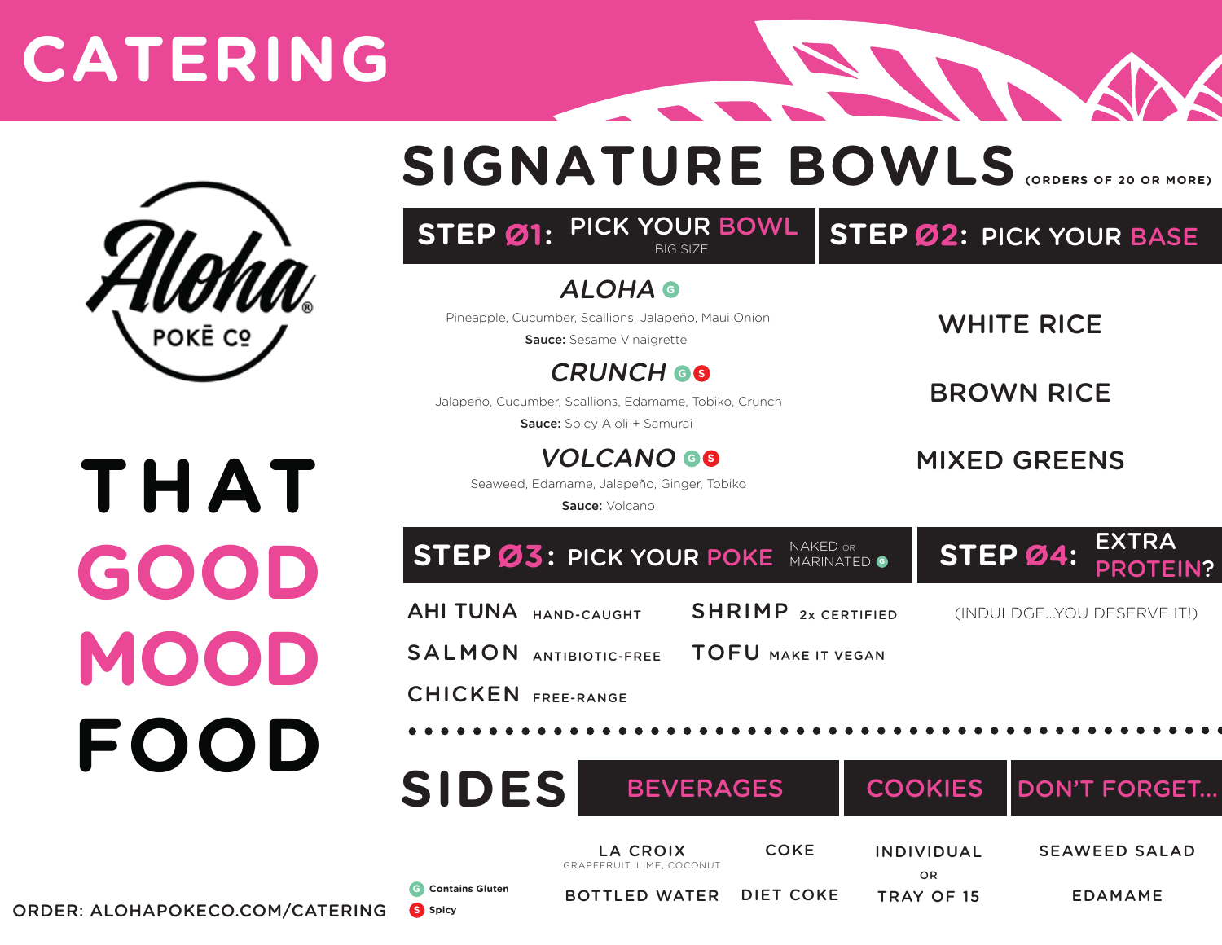# CATERING

Aloha® POKĒ Co

THAT GOOD MOOD FOOD

## SIGNATURE BOWLS (ORDERS OF 20 OR MORE)

### STEP Ø1: PICK YOUR BOWL
BIG SIZE

***ALOHA*** (G)

Pineapple, Cucumber, Scallions, Jalapeño, Maui Onion

**Sauce:** Sesame Vinaigrette

***CRUNCH*** (G) (S)

Jalapeño, Cucumber, Scallions, Edamame, Tobiko, Crunch

**Sauce:** Spicy Aioli + Samurai

***VOLCANO*** (G) (S)

Seaweed, Edamame, Jalapeño, Ginger, Tobiko

**Sauce:** Volcano

### STEP Ø2: PICK YOUR BASE

- WHITE RICE
- BROWN RICE
- MIXED GREENS

### STEP Ø3: PICK YOUR POKE
NAKED OR MARINATED (G)

- AHI TUNA HAND-CAUGHT
- SALMON ANTIBIOTIC-FREE
- CHICKEN FREE-RANGE
- SHRIMP 2x CERTIFIED
- TOFU MAKE IT VEGAN

### STEP Ø4: EXTRA PROTEIN?

(INDULDGE...YOU DESERVE IT!)

## SIDES

### BEVERAGES

- LA CROIX
  GRAPEFRUIT, LIME, COCONUT
- COKE
- BOTTLED WATER
- DIET COKE

### COOKIES

INDIVIDUAL
OR
TRAY OF 15

### DON'T FORGET...

- SEAWEED SALAD
- EDAMAME

(G) Contains Gluten

(S) Spicy

ORDER: ALOHAPOKECO.COM/CATERING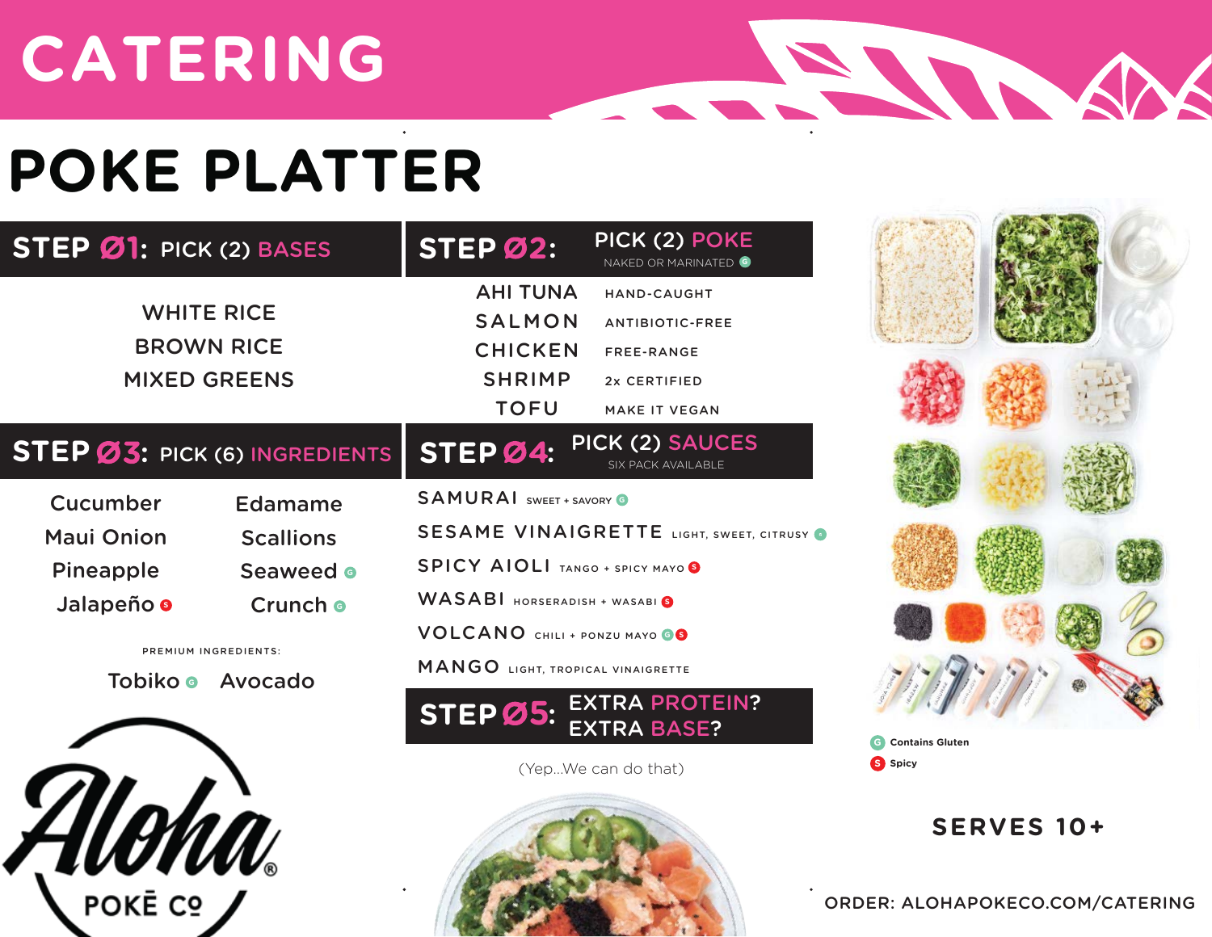# CATERING

# POKE PLATTER

## STEP Ø1: PICK (2) BASES

WHITE RICE
BROWN RICE
MIXED GREENS

## STEP Ø2: PICK (2) POKE

NAKED OR MARINATED G

| | |
|---|---|
| AHI TUNA | HAND-CAUGHT |
| SALMON | ANTIBIOTIC-FREE |
| CHICKEN | FREE-RANGE |
| SHRIMP | 2x CERTIFIED |
| TOFU | MAKE IT VEGAN |

## STEP Ø3: PICK (6) INGREDIENTS

| | |
|---|---|
| Cucumber | Edamame |
| Maui Onion | Scallions |
| Pineapple | Seaweed G |
| Jalapeño S | Crunch G |

PREMIUM INGREDIENTS:

Tobiko G    Avocado

## STEP Ø4: PICK (2) SAUCES

SIX PACK AVAILABLE

- **SAMURAI** SWEET + SAVORY G
- **SESAME VINAIGRETTE** LIGHT, SWEET, CITRUSY G
- **SPICY AIOLI** TANGO + SPICY MAYO S
- **WASABI** HORSERADISH + WASABI S
- **VOLCANO** CHILI + PONZU MAYO G S
- **MANGO** LIGHT, TROPICAL VINAIGRETTE

## STEP Ø5: EXTRA PROTEIN? EXTRA BASE?

(Yep...We can do that)

G Contains Gluten
S Spicy

**SERVES 10+**

Aloha POKĒ Co

ORDER: ALOHAPOKECO.COM/CATERING